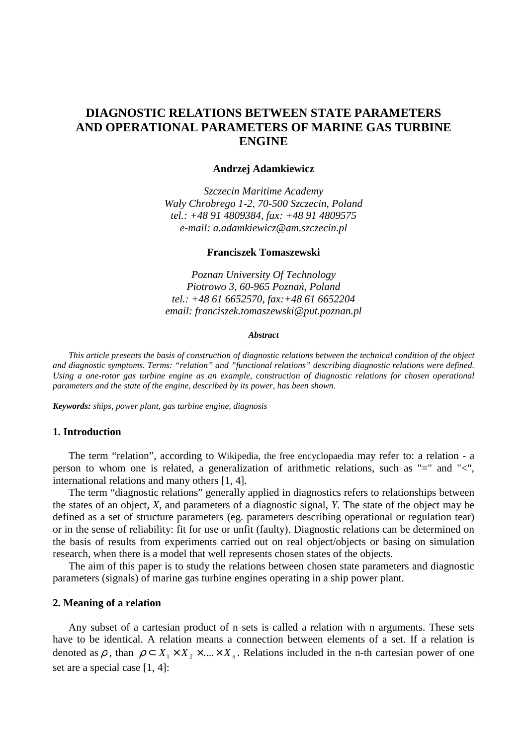# DIAGNOSTIC RELATIONS BETWEEN STATE PARAMETERS AND OPERATIONAL PARAMETERS OF MARINE GAS TURBINE ENGINE

**Andrzej Adamkiewicz**

*Szczecin Maritime Academy*
*Wały Chrobrego 1-2, 70-500 Szczecin, Poland*
*tel.: +48 91 4809384, fax: +48 91 4809575*
*e-mail: a.adamkiewicz@am.szczecin.pl*

**Franciszek Tomaszewski**

*Poznan University Of Technology*
*Piotrowo 3, 60-965 Poznań, Poland*
*tel.: +48 61 6652570, fax:+48 61 6652204*
*email: franciszek.tomaszewski@put.poznan.pl*

***Abstract***

*This article presents the basis of construction of diagnostic relations between the technical condition of the object and diagnostic symptoms. Terms: "relation" and "functional relations" describing diagnostic relations were defined. Using a one-rotor gas turbine engine as an example, construction of diagnostic relations for chosen operational parameters and the state of the engine, described by its power, has been shown.*

***Keywords:*** *ships, power plant, gas turbine engine, diagnosis*

## 1. Introduction

The term "relation", according to Wikipedia, the free encyclopaedia may refer to: a relation - a person to whom one is related, a generalization of arithmetic relations, such as "=" and "<", international relations and many others [1, 4].

The term "diagnostic relations" generally applied in diagnostics refers to relationships between the states of an object, *X*, and parameters of a diagnostic signal, *Y*. The state of the object may be defined as a set of structure parameters (eg. parameters describing operational or regulation tear) or in the sense of reliability: fit for use or unfit (faulty). Diagnostic relations can be determined on the basis of results from experiments carried out on real object/objects or basing on simulation research, when there is a model that well represents chosen states of the objects.

The aim of this paper is to study the relations between chosen state parameters and diagnostic parameters (signals) of marine gas turbine engines operating in a ship power plant.

## 2. Meaning of a relation

Any subset of a cartesian product of n sets is called a relation with n arguments. These sets have to be identical. A relation means a connection between elements of a set. If a relation is denoted as $\rho$, than $\rho \subset X_1 \times X_2 \times .... \times X_n$. Relations included in the n-th cartesian power of one set are a special case [1, 4]: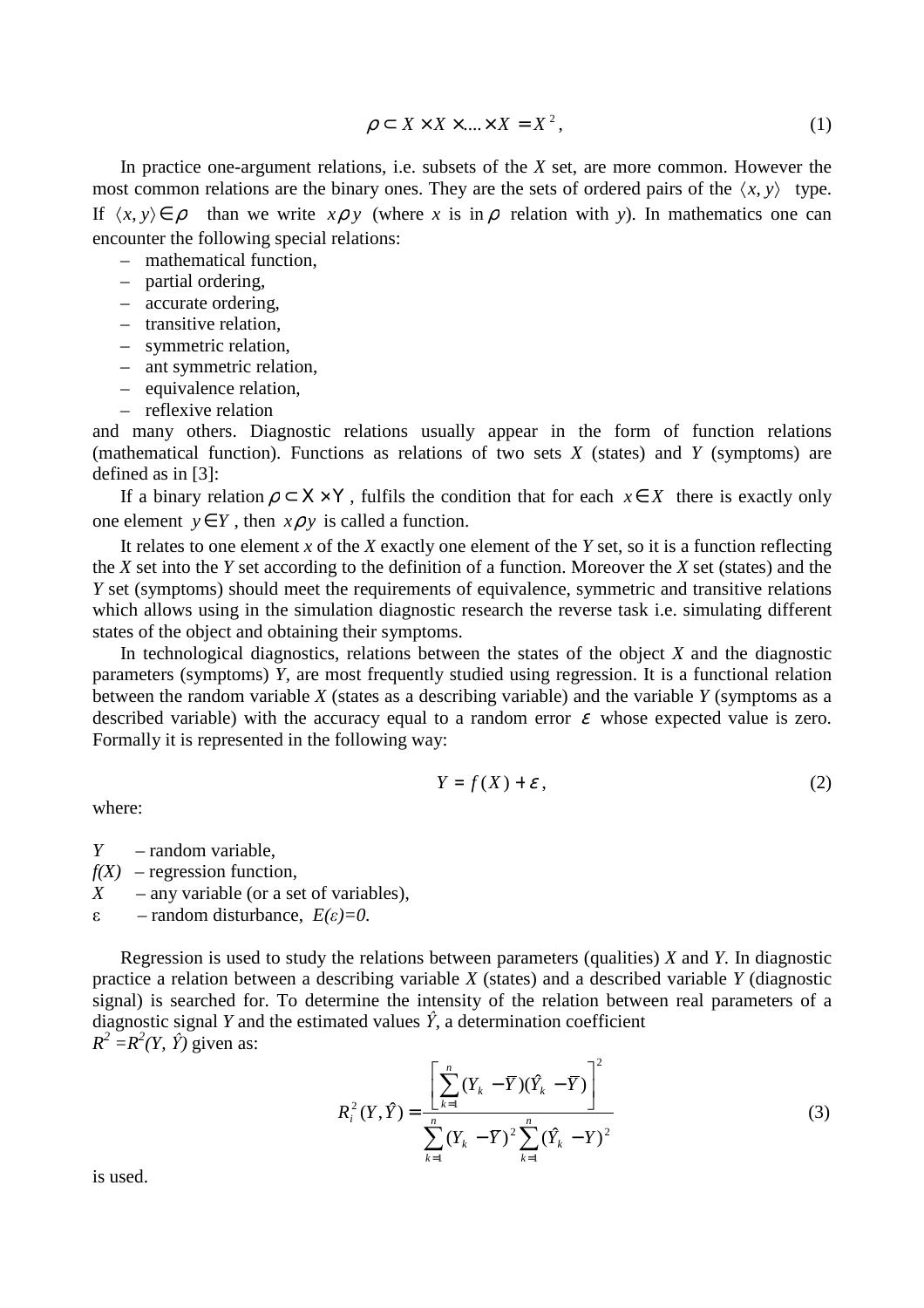$$\rho \subset X \times X \times .... \times X = X^2, \tag{1}$$

In practice one-argument relations, i.e. subsets of the *X* set, are more common. However the most common relations are the binary ones. They are the sets of ordered pairs of the $\langle x, y \rangle$ type. If $\langle x, y \rangle \in \rho$ than we write $x \rho y$ (where *x* is in $\rho$ relation with *y*). In mathematics one can encounter the following special relations:

- mathematical function,
- partial ordering,
- accurate ordering,
- transitive relation,
- symmetric relation,
- ant symmetric relation,
- equivalence relation,
- reflexive relation

and many others. Diagnostic relations usually appear in the form of function relations (mathematical function). Functions as relations of two sets *X* (states) and *Y* (symptoms) are defined as in [3]:

If a binary relation $\rho \subset X \times Y$, fulfils the condition that for each $x \in X$ there is exactly only one element $y \in Y$, then $x \rho y$ is called a function.

It relates to one element *x* of the *X* exactly one element of the *Y* set, so it is a function reflecting the *X* set into the *Y* set according to the definition of a function. Moreover the *X* set (states) and the *Y* set (symptoms) should meet the requirements of equivalence, symmetric and transitive relations which allows using in the simulation diagnostic research the reverse task i.e. simulating different states of the object and obtaining their symptoms.

In technological diagnostics, relations between the states of the object *X* and the diagnostic parameters (symptoms) *Y*, are most frequently studied using regression. It is a functional relation between the random variable *X* (states as a describing variable) and the variable *Y* (symptoms as a described variable) with the accuracy equal to a random error $\varepsilon$ whose expected value is zero. Formally it is represented in the following way:

$$Y = f(X) + \varepsilon, \tag{2}$$

where:

$Y$ – random variable,
$f(X)$ – regression function,
$X$ – any variable (or a set of variables),
$\varepsilon$ – random disturbance, $E(\varepsilon)=0$.

Regression is used to study the relations between parameters (qualities) *X* and *Y*. In diagnostic practice a relation between a describing variable *X* (states) and a described variable *Y* (diagnostic signal) is searched for. To determine the intensity of the relation between real parameters of a diagnostic signal *Y* and the estimated values $\hat{Y}$, a determination coefficient $R^2 = R^2(Y, \hat{Y})$ given as:

$$R_i^2(Y, \hat{Y}) = \frac{\left[\sum_{k=1}^{n}(Y_k - \overline{Y})(\hat{Y}_k - \overline{Y})\right]^2}{\sum_{k=1}^{n}(Y_k - \overline{Y})^2 \sum_{k=1}^{n}(\hat{Y}_k - Y)^2} \tag{3}$$

is used.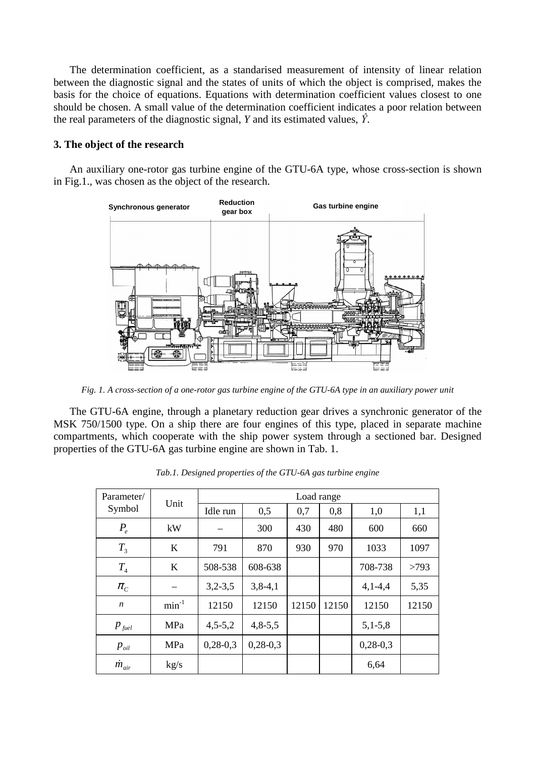The determination coefficient, as a standarised measurement of intensity of linear relation between the diagnostic signal and the states of units of which the object is comprised, makes the basis for the choice of equations. Equations with determination coefficient values closest to one should be chosen. A small value of the determination coefficient indicates a poor relation between the real parameters of the diagnostic signal, $Y$ and its estimated values, $\hat{Y}$.

## 3. The object of the research

An auxiliary one-rotor gas turbine engine of the GTU-6A type, whose cross-section is shown in Fig.1., was chosen as the object of the research.

*Fig. 1. A cross-section of a one-rotor gas turbine engine of the GTU-6A type in an auxiliary power unit*

The GTU-6A engine, through a planetary reduction gear drives a synchronic generator of the MSK 750/1500 type. On a ship there are four engines of this type, placed in separate machine compartments, which cooperate with the ship power system through a sectioned bar. Designed properties of the GTU-6A gas turbine engine are shown in Tab. 1.

*Tab.1. Designed properties of the GTU-6A gas turbine engine*

| Parameter/ Symbol | Unit | Load range | | | | | |
|---|---|---|---|---|---|---|---|
| | | Idle run | 0,5 | 0,7 | 0,8 | 1,0 | 1,1 |
| $P_e$ | kW | – | 300 | 430 | 480 | 600 | 660 |
| $T_3$ | K | 791 | 870 | 930 | 970 | 1033 | 1097 |
| $T_4$ | K | 508-538 | 608-638 | | | 708-738 | >793 |
| $\pi_C$ | – | 3,2-3,5 | 3,8-4,1 | | | 4,1-4,4 | 5,35 |
| $n$ | $min^{-1}$ | 12150 | 12150 | 12150 | 12150 | 12150 | 12150 |
| $p_{fuel}$ | MPa | 4,5-5,2 | 4,8-5,5 | | | 5,1-5,8 | |
| $p_{oil}$ | MPa | 0,28-0,3 | 0,28-0,3 | | | 0,28-0,3 | |
| $\dot{m}_{air}$ | kg/s | | | | | 6,64 | |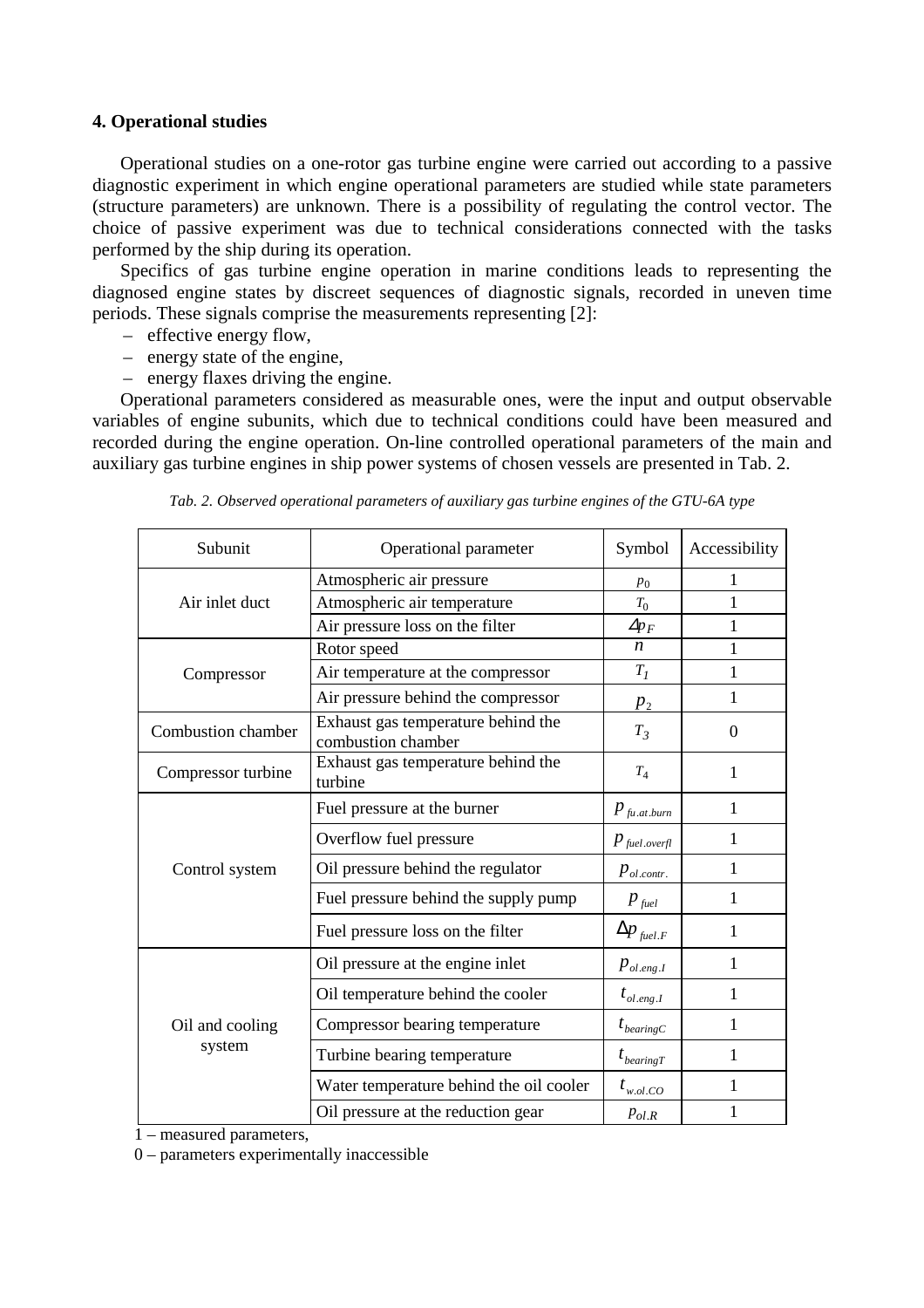### 4. Operational studies

Operational studies on a one-rotor gas turbine engine were carried out according to a passive diagnostic experiment in which engine operational parameters are studied while state parameters (structure parameters) are unknown. There is a possibility of regulating the control vector. The choice of passive experiment was due to technical considerations connected with the tasks performed by the ship during its operation.

Specifics of gas turbine engine operation in marine conditions leads to representing the diagnosed engine states by discreet sequences of diagnostic signals, recorded in uneven time periods. These signals comprise the measurements representing [2]:

- effective energy flow,
- energy state of the engine,
- energy flaxes driving the engine.

Operational parameters considered as measurable ones, were the input and output observable variables of engine subunits, which due to technical conditions could have been measured and recorded during the engine operation. On-line controlled operational parameters of the main and auxiliary gas turbine engines in ship power systems of chosen vessels are presented in Tab. 2.

*Tab. 2. Observed operational parameters of auxiliary gas turbine engines of the GTU-6A type*

| Subunit | Operational parameter | Symbol | Accessibility |
|---|---|---|---|
| Air inlet duct | Atmospheric air pressure | $p_0$ | 1 |
| | Atmospheric air temperature | $T_0$ | 1 |
| | Air pressure loss on the filter | $\Delta p_F$ | 1 |
| Compressor | Rotor speed | $n$ | 1 |
| | Air temperature at the compressor | $T_1$ | 1 |
| | Air pressure behind the compressor | $p_2$ | 1 |
| Combustion chamber | Exhaust gas temperature behind the combustion chamber | $T_3$ | 0 |
| Compressor turbine | Exhaust gas temperature behind the turbine | $T_4$ | 1 |
| Control system | Fuel pressure at the burner | $p_{fu.at.burn}$ | 1 |
| | Overflow fuel pressure | $p_{fuel.overfl}$ | 1 |
| | Oil pressure behind the regulator | $p_{ol.contr.}$ | 1 |
| | Fuel pressure behind the supply pump | $p_{fuel}$ | 1 |
| | Fuel pressure loss on the filter | $\Delta p_{fuel.F}$ | 1 |
| Oil and cooling system | Oil pressure at the engine inlet | $p_{ol.eng.I}$ | 1 |
| | Oil temperature behind the cooler | $t_{ol.eng.I}$ | 1 |
| | Compressor bearing temperature | $t_{bearingC}$ | 1 |
| | Turbine bearing temperature | $t_{bearingT}$ | 1 |
| | Water temperature behind the oil cooler | $t_{w.ol.CO}$ | 1 |
| | Oil pressure at the reduction gear | $p_{ol.R}$ | 1 |

1 – measured parameters,

0 – parameters experimentally inaccessible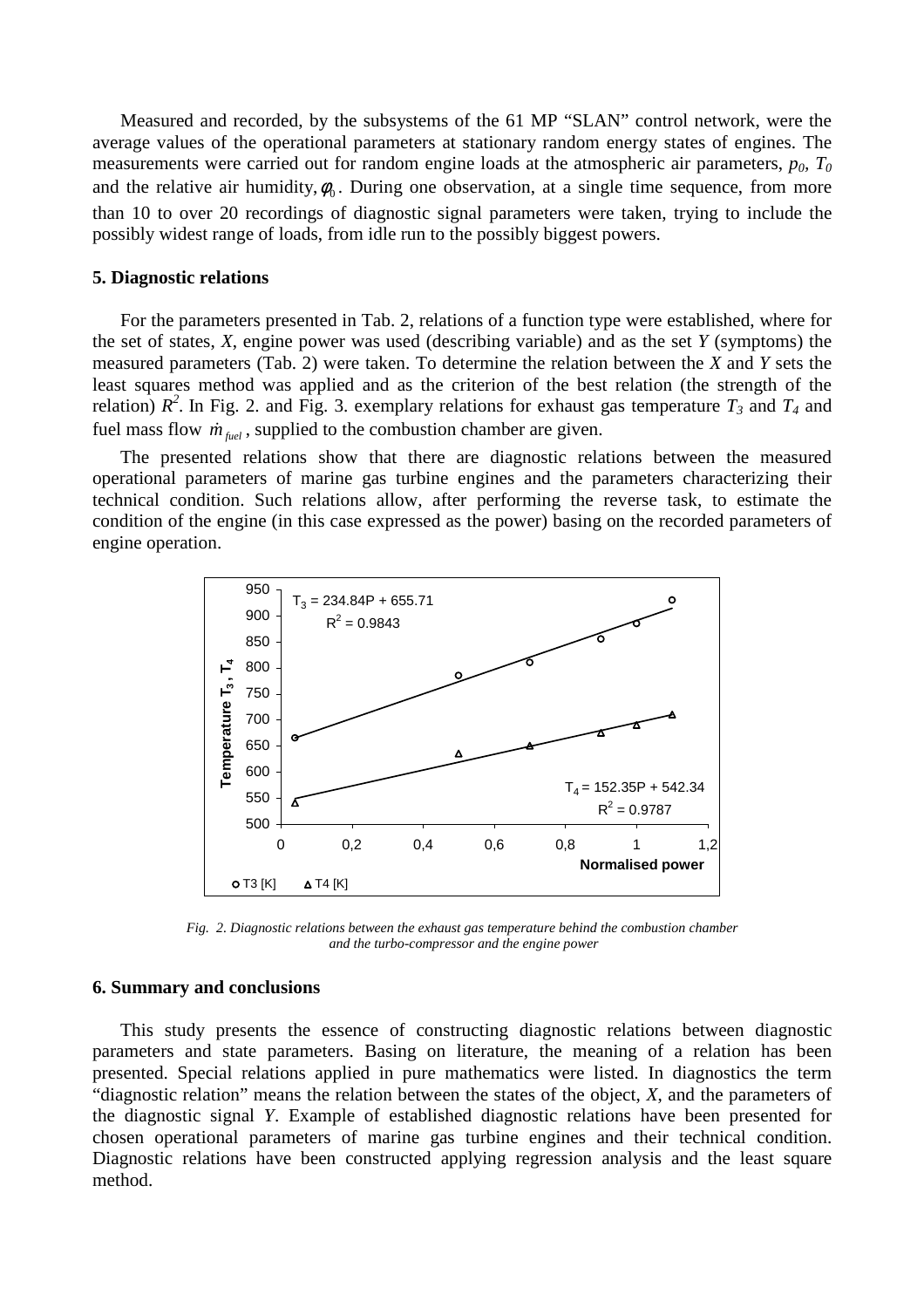Measured and recorded, by the subsystems of the 61 MP "SLAN" control network, were the average values of the operational parameters at stationary random energy states of engines. The measurements were carried out for random engine loads at the atmospheric air parameters, $p_0$, $T_0$ and the relative air humidity, $\phi_0$. During one observation, at a single time sequence, from more than 10 to over 20 recordings of diagnostic signal parameters were taken, trying to include the possibly widest range of loads, from idle run to the possibly biggest powers.

## 5. Diagnostic relations

For the parameters presented in Tab. 2, relations of a function type were established, where for the set of states, *X*, engine power was used (describing variable) and as the set *Y* (symptoms) the measured parameters (Tab. 2) were taken. To determine the relation between the *X* and *Y* sets the least squares method was applied and as the criterion of the best relation (the strength of the relation) $R^2$. In Fig. 2. and Fig. 3. exemplary relations for exhaust gas temperature $T_3$ and $T_4$ and fuel mass flow $\dot{m}_{fuel}$, supplied to the combustion chamber are given.

The presented relations show that there are diagnostic relations between the measured operational parameters of marine gas turbine engines and the parameters characterizing their technical condition. Such relations allow, after performing the reverse task, to estimate the condition of the engine (in this case expressed as the power) basing on the recorded parameters of engine operation.

*Fig. 2. Diagnostic relations between the exhaust gas temperature behind the combustion chamber and the turbo-compressor and the engine power*

## 6. Summary and conclusions

This study presents the essence of constructing diagnostic relations between diagnostic parameters and state parameters. Basing on literature, the meaning of a relation has been presented. Special relations applied in pure mathematics were listed. In diagnostics the term "diagnostic relation" means the relation between the states of the object, *X*, and the parameters of the diagnostic signal *Y*. Example of established diagnostic relations have been presented for chosen operational parameters of marine gas turbine engines and their technical condition. Diagnostic relations have been constructed applying regression analysis and the least square method.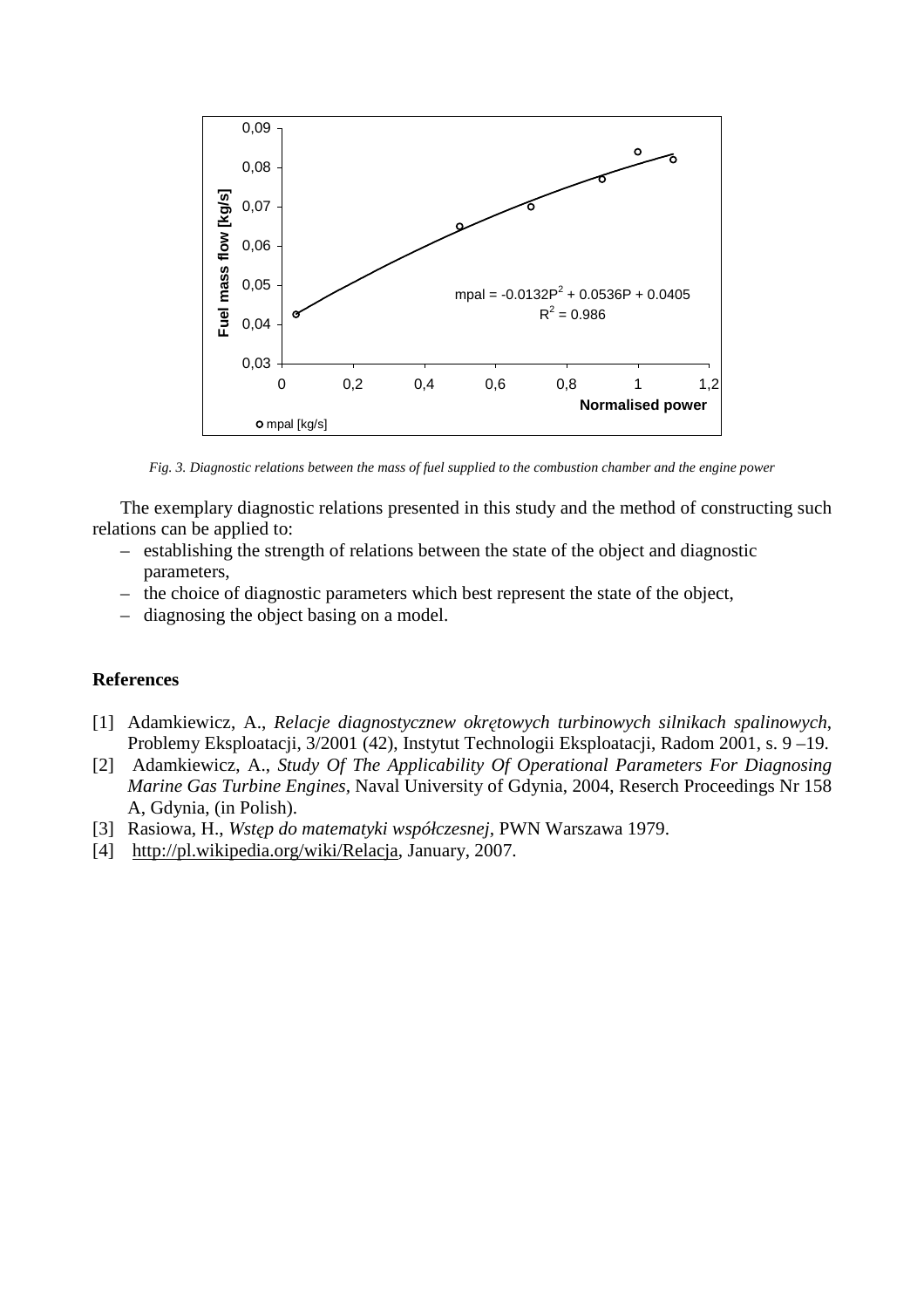0,09
0,08
0,07
0,06
0,05
0,04
0,03

Fuel mass flow [kg/s]

0 0,2 0,4 0,6 0,8 1 1,2

Normalised power

mpal = -0.0132P$^2$ + 0.0536P + 0.0405
$R^2$ = 0.986

o mpal [kg/s]

*Fig. 3. Diagnostic relations between the mass of fuel supplied to the combustion chamber and the engine power*

The exemplary diagnostic relations presented in this study and the method of constructing such relations can be applied to:

- establishing the strength of relations between the state of the object and diagnostic parameters,
- the choice of diagnostic parameters which best represent the state of the object,
- diagnosing the object basing on a model.

## References

[1] Adamkiewicz, A., *Relacje diagnostycznew okrętowych turbinowych silnikach spalinowych*, Problemy Eksploatacji, 3/2001 (42), Instytut Technologii Eksploatacji, Radom 2001, s. 9 –19.

[2] Adamkiewicz, A., *Study Of The Applicability Of Operational Parameters For Diagnosing Marine Gas Turbine Engines*, Naval University of Gdynia, 2004, Reserch Proceedings Nr 158 A, Gdynia, (in Polish).

[3] Rasiowa, H., *Wstęp do matematyki współczesnej*, PWN Warszawa 1979.

[4] http://pl.wikipedia.org/wiki/Relacja, January, 2007.